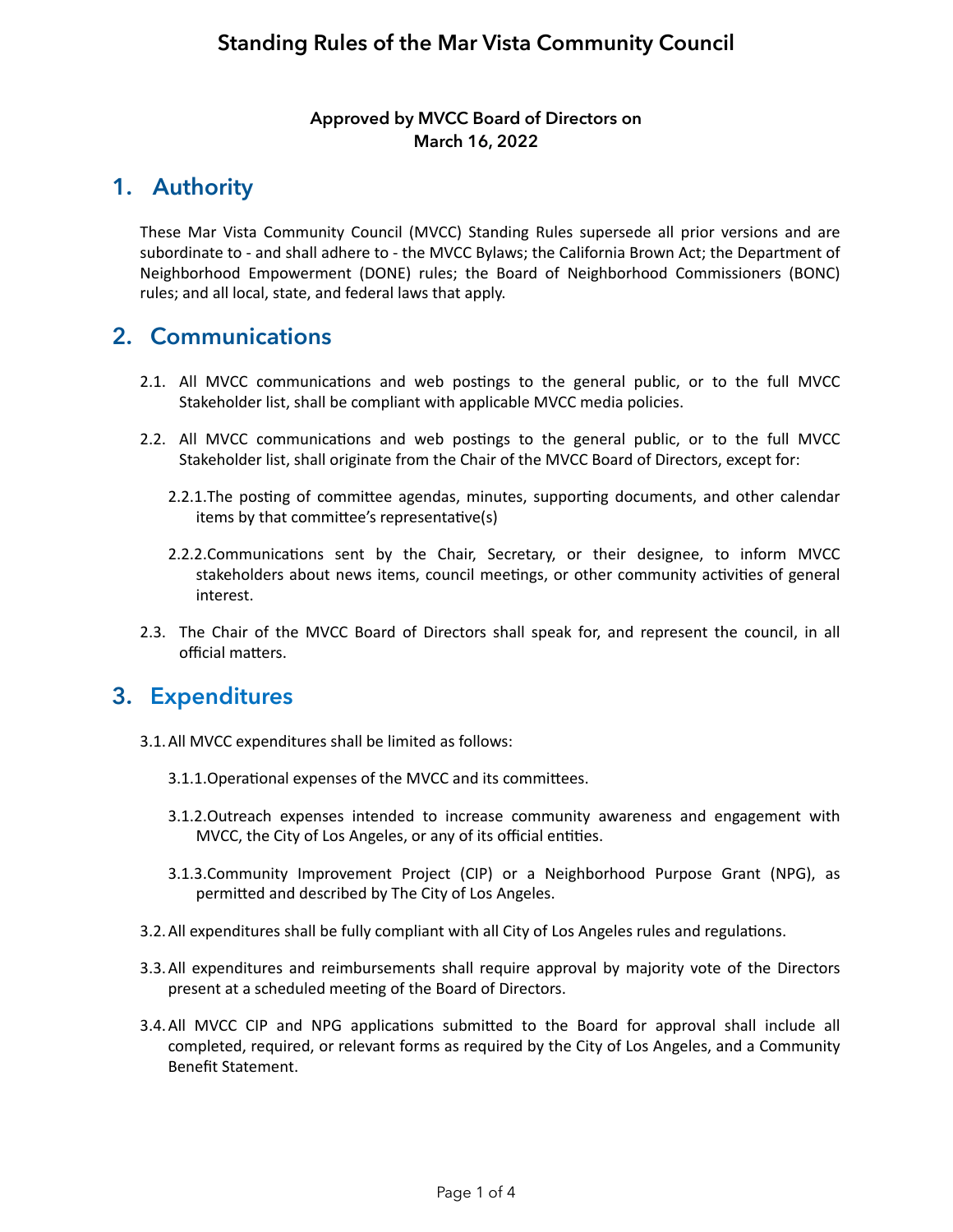# Standing Rules of the Mar Vista Community Council

**Approved by MVCC Board of Directors on March 16, 2022**

## 1. Authority

These Mar Vista Community Council (MVCC) Standing Rules supersede all prior versions and are subordinate to - and shall adhere to - the MVCC Bylaws; the California Brown Act; the Department of Neighborhood Empowerment (DONE) rules; the Board of Neighborhood Commissioners (BONC) rules; and all local, state, and federal laws that apply.

## 2. Communications

2.1. All MVCC communications and web postings to the general public, or to the full MVCC Stakeholder list, shall be compliant with applicable MVCC media policies.

2.2. All MVCC communications and web postings to the general public, or to the full MVCC Stakeholder list, shall originate from the Chair of the MVCC Board of Directors, except for:

2.2.1. The posting of committee agendas, minutes, supporting documents, and other calendar items by that committee's representative(s)

2.2.2. Communications sent by the Chair, Secretary, or their designee, to inform MVCC stakeholders about news items, council meetings, or other community activities of general interest.

2.3. The Chair of the MVCC Board of Directors shall speak for, and represent the council, in all official matters.

## 3. Expenditures

3.1. All MVCC expenditures shall be limited as follows:

3.1.1. Operational expenses of the MVCC and its committees.

3.1.2. Outreach expenses intended to increase community awareness and engagement with MVCC, the City of Los Angeles, or any of its official entities.

3.1.3. Community Improvement Project (CIP) or a Neighborhood Purpose Grant (NPG), as permitted and described by The City of Los Angeles.

3.2. All expenditures shall be fully compliant with all City of Los Angeles rules and regulations.

3.3. All expenditures and reimbursements shall require approval by majority vote of the Directors present at a scheduled meeting of the Board of Directors.

3.4. All MVCC CIP and NPG applications submitted to the Board for approval shall include all completed, required, or relevant forms as required by the City of Los Angeles, and a Community Benefit Statement.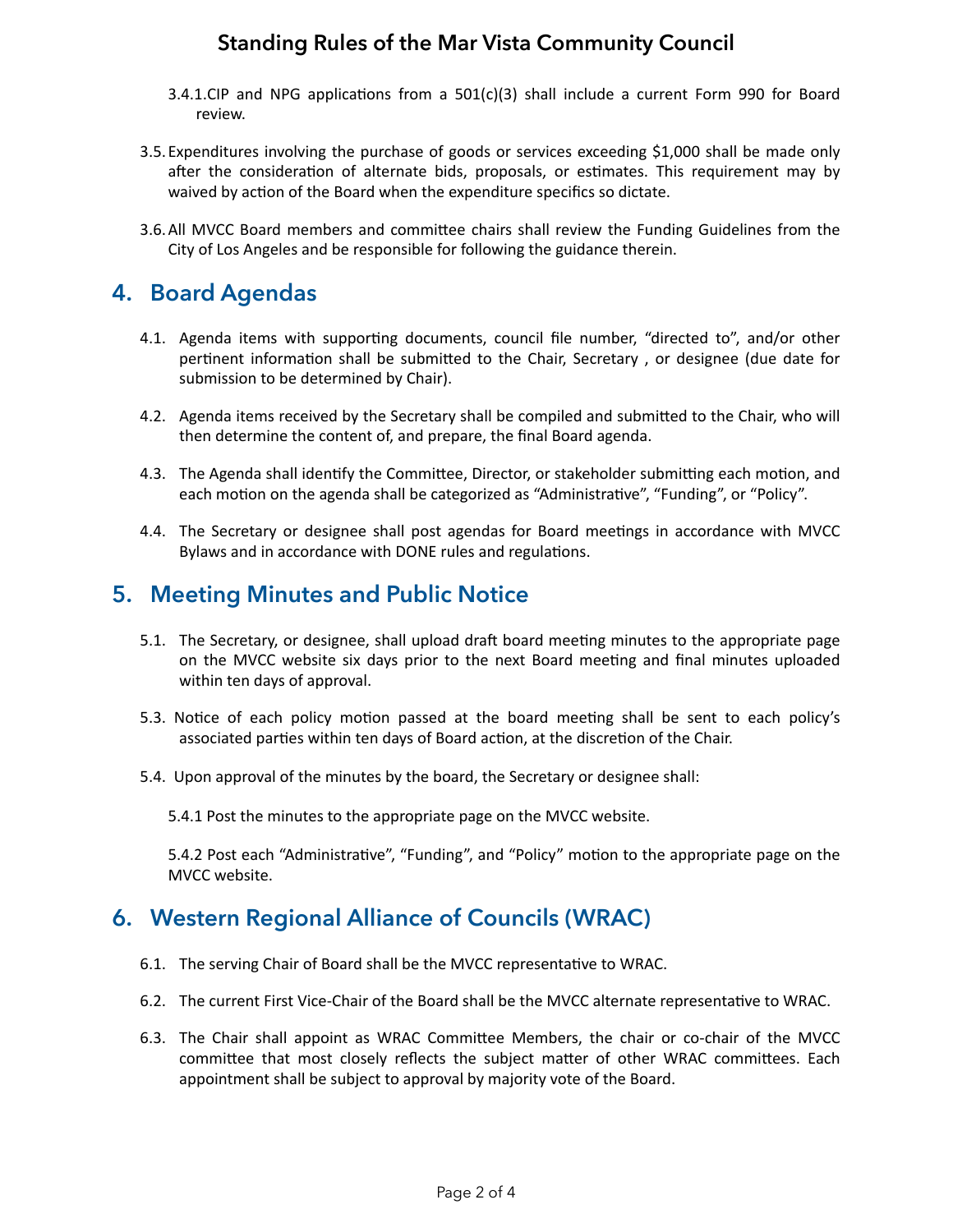3.4.1.CIP and NPG applications from a 501(c)(3) shall include a current Form 990 for Board review.

3.5. Expenditures involving the purchase of goods or services exceeding $1,000 shall be made only after the consideration of alternate bids, proposals, or estimates. This requirement may by waived by action of the Board when the expenditure specifics so dictate.

3.6. All MVCC Board members and committee chairs shall review the Funding Guidelines from the City of Los Angeles and be responsible for following the guidance therein.

## 4. Board Agendas

4.1. Agenda items with supporting documents, council file number, “directed to”, and/or other pertinent information shall be submitted to the Chair, Secretary , or designee (due date for submission to be determined by Chair).

4.2. Agenda items received by the Secretary shall be compiled and submitted to the Chair, who will then determine the content of, and prepare, the final Board agenda.

4.3. The Agenda shall identify the Committee, Director, or stakeholder submitting each motion, and each motion on the agenda shall be categorized as “Administrative”, “Funding”, or “Policy”.

4.4. The Secretary or designee shall post agendas for Board meetings in accordance with MVCC Bylaws and in accordance with DONE rules and regulations.

## 5. Meeting Minutes and Public Notice

5.1. The Secretary, or designee, shall upload draft board meeting minutes to the appropriate page on the MVCC website six days prior to the next Board meeting and final minutes uploaded within ten days of approval.

5.3. Notice of each policy motion passed at the board meeting shall be sent to each policy’s associated parties within ten days of Board action, at the discretion of the Chair.

5.4. Upon approval of the minutes by the board, the Secretary or designee shall:

5.4.1 Post the minutes to the appropriate page on the MVCC website.

5.4.2 Post each “Administrative”, “Funding”, and “Policy” motion to the appropriate page on the MVCC website.

## 6. Western Regional Alliance of Councils (WRAC)

6.1. The serving Chair of Board shall be the MVCC representative to WRAC.

6.2. The current First Vice-Chair of the Board shall be the MVCC alternate representative to WRAC.

6.3. The Chair shall appoint as WRAC Committee Members, the chair or co-chair of the MVCC committee that most closely reflects the subject matter of other WRAC committees. Each appointment shall be subject to approval by majority vote of the Board.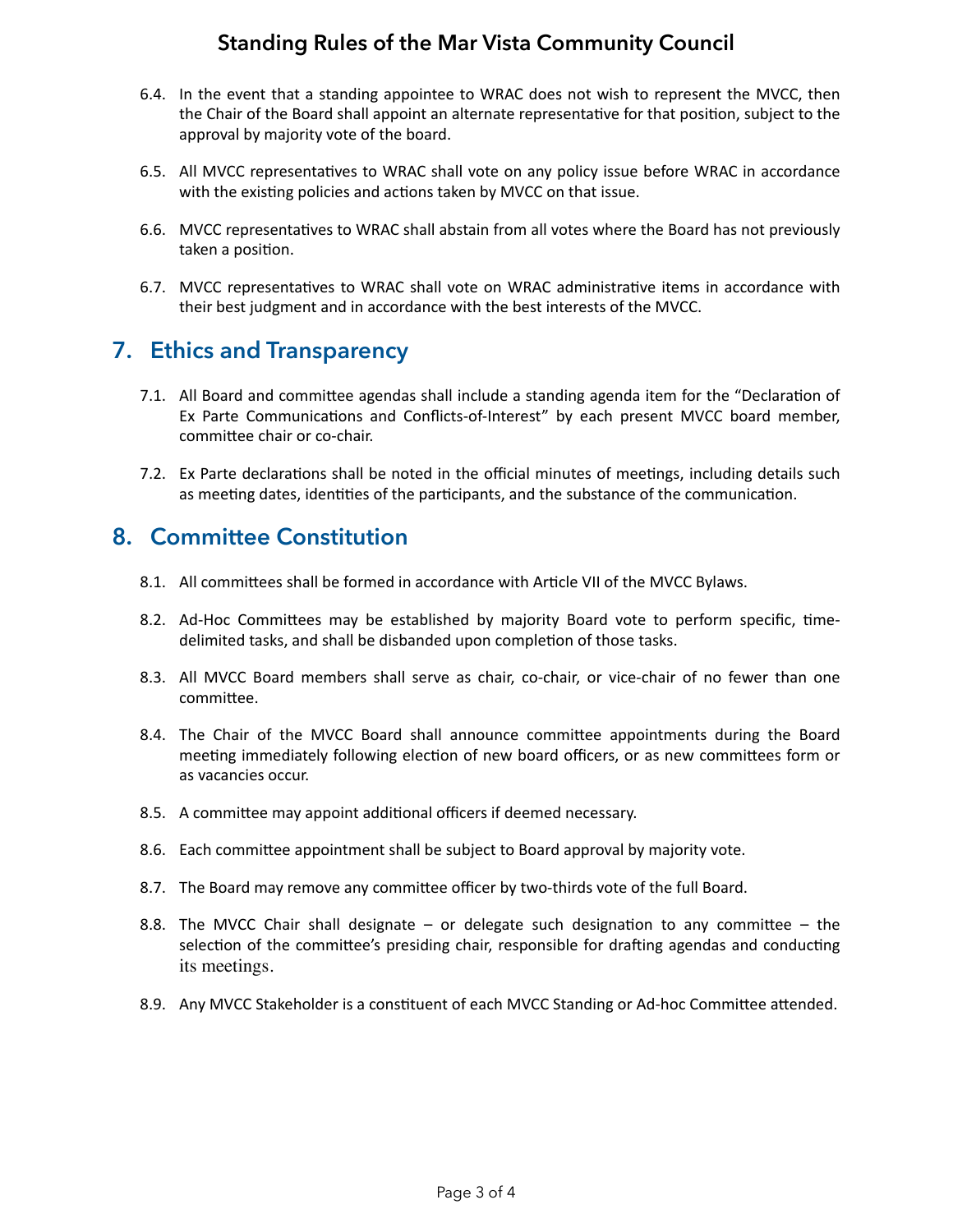6.4. In the event that a standing appointee to WRAC does not wish to represent the MVCC, then the Chair of the Board shall appoint an alternate representative for that position, subject to the approval by majority vote of the board.

6.5. All MVCC representatives to WRAC shall vote on any policy issue before WRAC in accordance with the existing policies and actions taken by MVCC on that issue.

6.6. MVCC representatives to WRAC shall abstain from all votes where the Board has not previously taken a position.

6.7. MVCC representatives to WRAC shall vote on WRAC administrative items in accordance with their best judgment and in accordance with the best interests of the MVCC.

## 7. Ethics and Transparency

7.1. All Board and committee agendas shall include a standing agenda item for the "Declaration of Ex Parte Communications and Conflicts-of-Interest" by each present MVCC board member, committee chair or co-chair.

7.2. Ex Parte declarations shall be noted in the official minutes of meetings, including details such as meeting dates, identities of the participants, and the substance of the communication.

## 8. Committee Constitution

8.1. All committees shall be formed in accordance with Article VII of the MVCC Bylaws.

8.2. Ad-Hoc Committees may be established by majority Board vote to perform specific, time-delimited tasks, and shall be disbanded upon completion of those tasks.

8.3. All MVCC Board members shall serve as chair, co-chair, or vice-chair of no fewer than one committee.

8.4. The Chair of the MVCC Board shall announce committee appointments during the Board meeting immediately following election of new board officers, or as new committees form or as vacancies occur.

8.5. A committee may appoint additional officers if deemed necessary.

8.6. Each committee appointment shall be subject to Board approval by majority vote.

8.7. The Board may remove any committee officer by two-thirds vote of the full Board.

8.8. The MVCC Chair shall designate – or delegate such designation to any committee – the selection of the committee's presiding chair, responsible for drafting agendas and conducting its meetings.

8.9. Any MVCC Stakeholder is a constituent of each MVCC Standing or Ad-hoc Committee attended.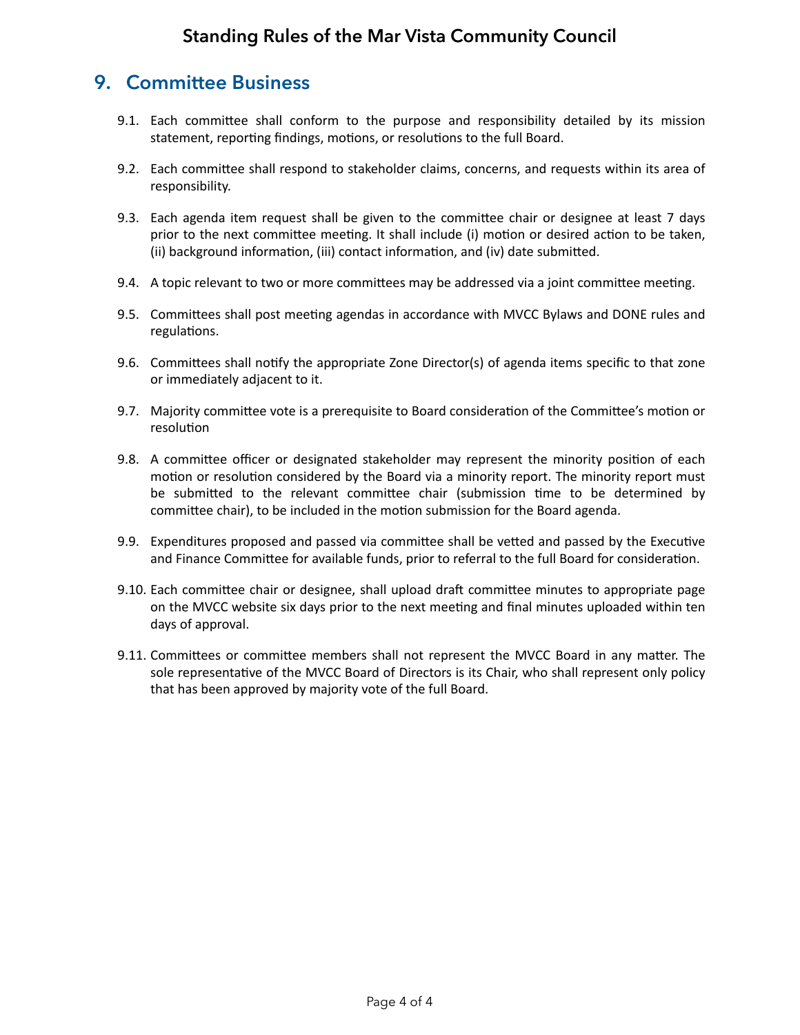## 9. Committee Business

9.1. Each committee shall conform to the purpose and responsibility detailed by its mission statement, reporting findings, motions, or resolutions to the full Board.

9.2. Each committee shall respond to stakeholder claims, concerns, and requests within its area of responsibility.

9.3. Each agenda item request shall be given to the committee chair or designee at least 7 days prior to the next committee meeting. It shall include (i) motion or desired action to be taken, (ii) background information, (iii) contact information, and (iv) date submitted.

9.4. A topic relevant to two or more committees may be addressed via a joint committee meeting.

9.5. Committees shall post meeting agendas in accordance with MVCC Bylaws and DONE rules and regulations.

9.6. Committees shall notify the appropriate Zone Director(s) of agenda items specific to that zone or immediately adjacent to it.

9.7. Majority committee vote is a prerequisite to Board consideration of the Committee's motion or resolution

9.8. A committee officer or designated stakeholder may represent the minority position of each motion or resolution considered by the Board via a minority report. The minority report must be submitted to the relevant committee chair (submission time to be determined by committee chair), to be included in the motion submission for the Board agenda.

9.9. Expenditures proposed and passed via committee shall be vetted and passed by the Executive and Finance Committee for available funds, prior to referral to the full Board for consideration.

9.10. Each committee chair or designee, shall upload draft committee minutes to appropriate page on the MVCC website six days prior to the next meeting and final minutes uploaded within ten days of approval.

9.11. Committees or committee members shall not represent the MVCC Board in any matter. The sole representative of the MVCC Board of Directors is its Chair, who shall represent only policy that has been approved by majority vote of the full Board.